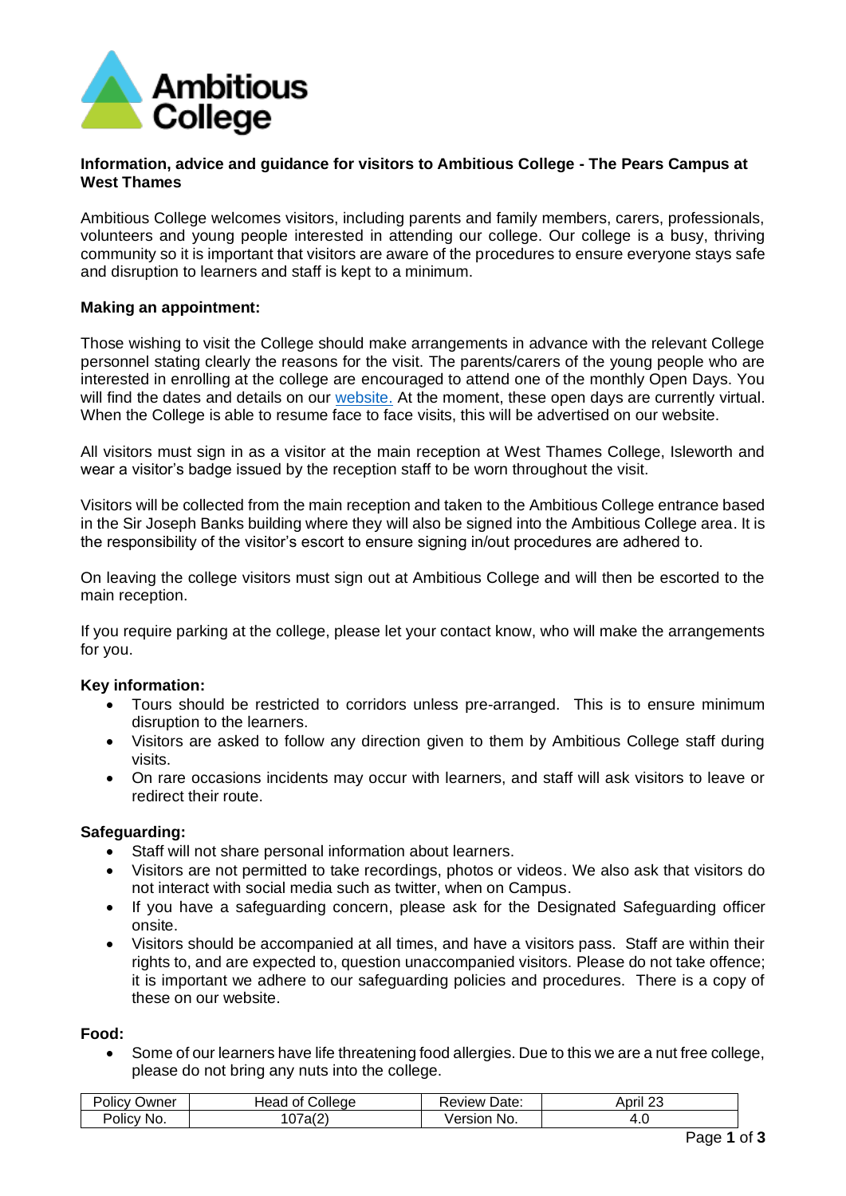**Information, advice and guidance for visitors to Ambitious College - The Pears Campus at West Thames**

Ambitious College welcomes visitors, including parents and family members, carers, professionals, volunteers and young people interested in attending our college. Our college is a busy, thriving community so it is important that visitors are aware of the procedures to ensure everyone stays safe and disruption to learners and staff is kept to a minimum.

**Making an appointment:**

Those wishing to visit the College should make arrangements in advance with the relevant College personnel stating clearly the reasons for the visit. The parents/carers of the young people who are interested in enrolling at the college are encouraged to attend one of the monthly Open Days. You will find the dates and details on our website. At the moment, these open days are currently virtual. When the College is able to resume face to face visits, this will be advertised on our website.

All visitors must sign in as a visitor at the main reception at West Thames College, Isleworth and wear a visitor's badge issued by the reception staff to be worn throughout the visit.

Visitors will be collected from the main reception and taken to the Ambitious College entrance based in the Sir Joseph Banks building where they will also be signed into the Ambitious College area. It is the responsibility of the visitor's escort to ensure signing in/out procedures are adhered to.

On leaving the college visitors must sign out at Ambitious College and will then be escorted to the main reception.

If you require parking at the college, please let your contact know, who will make the arrangements for you.

**Key information:**

- Tours should be restricted to corridors unless pre-arranged. This is to ensure minimum disruption to the learners.
- Visitors are asked to follow any direction given to them by Ambitious College staff during visits.
- On rare occasions incidents may occur with learners, and staff will ask visitors to leave or redirect their route.

**Safeguarding:**

- Staff will not share personal information about learners.
- Visitors are not permitted to take recordings, photos or videos. We also ask that visitors do not interact with social media such as twitter, when on Campus.
- If you have a safeguarding concern, please ask for the Designated Safeguarding officer onsite.
- Visitors should be accompanied at all times, and have a visitors pass. Staff are within their rights to, and are expected to, question unaccompanied visitors. Please do not take offence; it is important we adhere to our safeguarding policies and procedures. There is a copy of these on our website.

**Food:**

- Some of our learners have life threatening food allergies. Due to this we are a nut free college, please do not bring any nuts into the college.

| Policy Owner | Head of College | Review Date: | April 23 |
|---|---|---|---|
| Policy No. | 107a(2) | Version No. | 4.0 |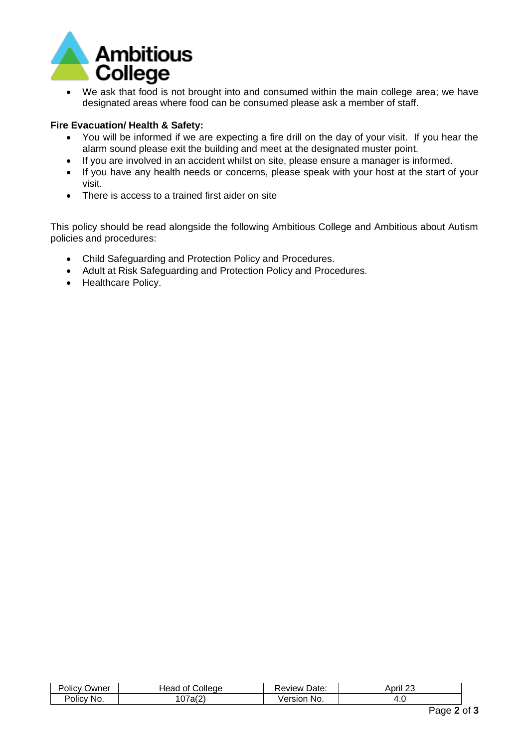- We ask that food is not brought into and consumed within the main college area; we have designated areas where food can be consumed please ask a member of staff.

**Fire Evacuation/ Health & Safety:**

- You will be informed if we are expecting a fire drill on the day of your visit. If you hear the alarm sound please exit the building and meet at the designated muster point.
- If you are involved in an accident whilst on site, please ensure a manager is informed.
- If you have any health needs or concerns, please speak with your host at the start of your visit.
- There is access to a trained first aider on site

This policy should be read alongside the following Ambitious College and Ambitious about Autism policies and procedures:

- Child Safeguarding and Protection Policy and Procedures.
- Adult at Risk Safeguarding and Protection Policy and Procedures.
- Healthcare Policy.

| Policy Owner | Head of College | Review Date: | April 23 |
|---|---|---|---|
| Policy No. | 107a(2) | Version No. | 4.0 |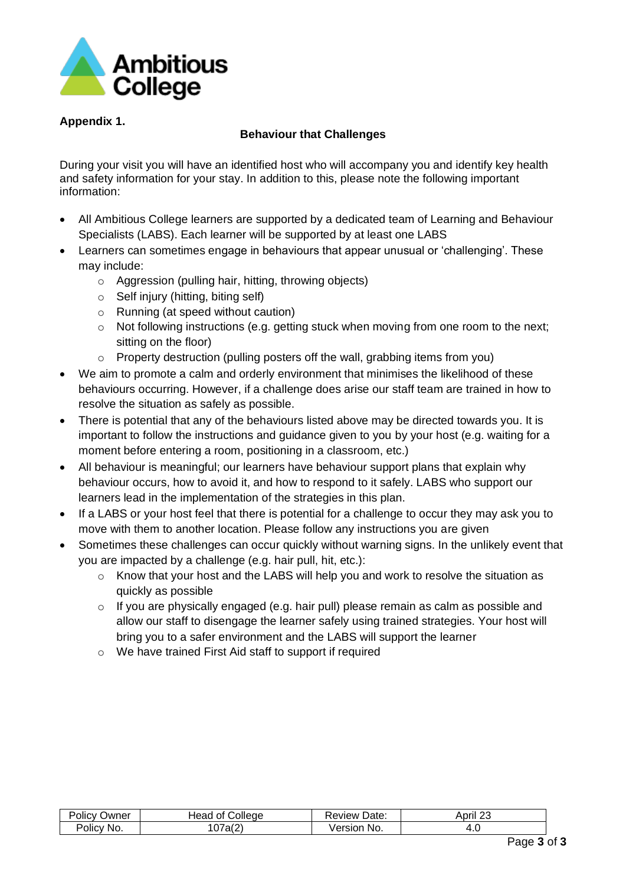**Appendix 1.**

**Behaviour that Challenges**

During your visit you will have an identified host who will accompany you and identify key health and safety information for your stay. In addition to this, please note the following important information:

- All Ambitious College learners are supported by a dedicated team of Learning and Behaviour Specialists (LABS). Each learner will be supported by at least one LABS
- Learners can sometimes engage in behaviours that appear unusual or 'challenging'. These may include:
    - Aggression (pulling hair, hitting, throwing objects)
    - Self injury (hitting, biting self)
    - Running (at speed without caution)
    - Not following instructions (e.g. getting stuck when moving from one room to the next; sitting on the floor)
    - Property destruction (pulling posters off the wall, grabbing items from you)
- We aim to promote a calm and orderly environment that minimises the likelihood of these behaviours occurring. However, if a challenge does arise our staff team are trained in how to resolve the situation as safely as possible.
- There is potential that any of the behaviours listed above may be directed towards you. It is important to follow the instructions and guidance given to you by your host (e.g. waiting for a moment before entering a room, positioning in a classroom, etc.)
- All behaviour is meaningful; our learners have behaviour support plans that explain why behaviour occurs, how to avoid it, and how to respond to it safely. LABS who support our learners lead in the implementation of the strategies in this plan.
- If a LABS or your host feel that there is potential for a challenge to occur they may ask you to move with them to another location. Please follow any instructions you are given
- Sometimes these challenges can occur quickly without warning signs. In the unlikely event that you are impacted by a challenge (e.g. hair pull, hit, etc.):
    - Know that your host and the LABS will help you and work to resolve the situation as quickly as possible
    - If you are physically engaged (e.g. hair pull) please remain as calm as possible and allow our staff to disengage the learner safely using trained strategies. Your host will bring you to a safer environment and the LABS will support the learner
    - We have trained First Aid staff to support if required

| | | | |
|---|---|---|---|
| Policy Owner | Head of College | Review Date: | April 23 |
| Policy No. | 107a(2) | Version No. | 4.0 |